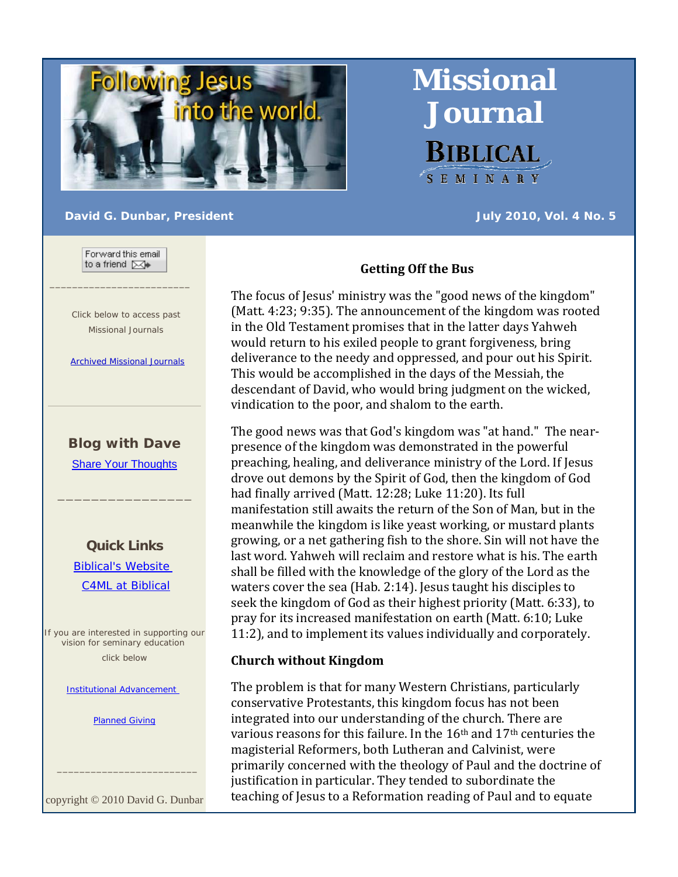# Missional Journal

**BIBLICAL SEMINARY**

**David G. Dunbar, President**

**July 2010, Vol. 4 No. 5**

Forward this email to a friend

Click below to access past Missional Journals

Archived Missional Journals

**Blog with Dave**

Share Your Thoughts

**Quick Links**

Biblical's Website

C4ML at Biblical

If you are interested in supporting our vision for seminary education click below

Institutional Advancement

Planned Giving

copyright © 2010 David G. Dunbar

## Getting Off the Bus

The focus of Jesus' ministry was the "good news of the kingdom" (Matt. 4:23; 9:35). The announcement of the kingdom was rooted in the Old Testament promises that in the latter days Yahweh would return to his exiled people to grant forgiveness, bring deliverance to the needy and oppressed, and pour out his Spirit. This would be accomplished in the days of the Messiah, the descendant of David, who would bring judgment on the wicked, vindication to the poor, and shalom to the earth.

The good news was that God's kingdom was "at hand." The near-presence of the kingdom was demonstrated in the powerful preaching, healing, and deliverance ministry of the Lord. If Jesus drove out demons by the Spirit of God, then the kingdom of God had finally arrived (Matt. 12:28; Luke 11:20). Its full manifestation still awaits the return of the Son of Man, but in the meanwhile the kingdom is like yeast working, or mustard plants growing, or a net gathering fish to the shore. Sin will not have the last word. Yahweh will reclaim and restore what is his. The earth shall be filled with the knowledge of the glory of the Lord as the waters cover the sea (Hab. 2:14). Jesus taught his disciples to seek the kingdom of God as their highest priority (Matt. 6:33), to pray for its increased manifestation on earth (Matt. 6:10; Luke 11:2), and to implement its values individually and corporately.

### Church without Kingdom

The problem is that for many Western Christians, particularly conservative Protestants, this kingdom focus has not been integrated into our understanding of the church. There are various reasons for this failure. In the 16th and 17th centuries the magisterial Reformers, both Lutheran and Calvinist, were primarily concerned with the theology of Paul and the doctrine of justification in particular. They tended to subordinate the teaching of Jesus to a Reformation reading of Paul and to equate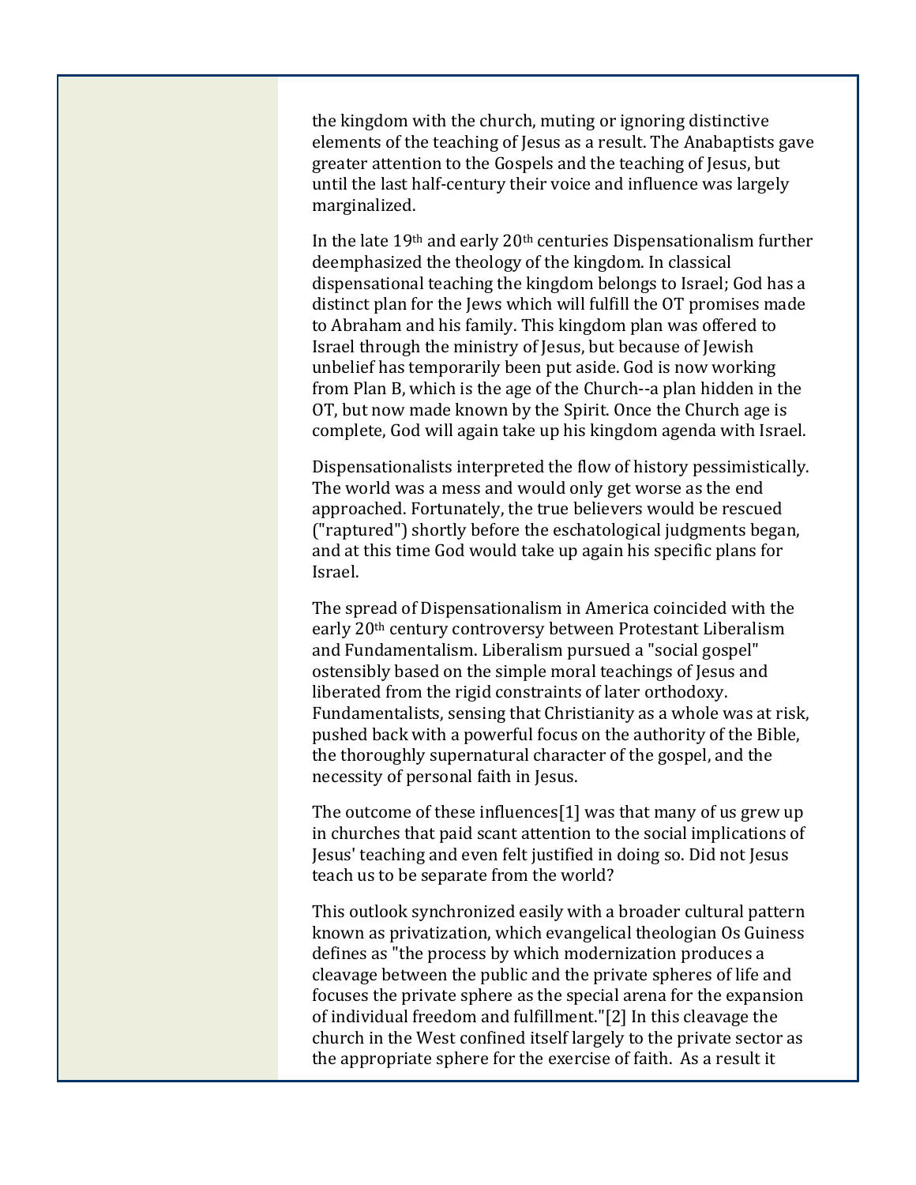the kingdom with the church, muting or ignoring distinctive elements of the teaching of Jesus as a result. The Anabaptists gave greater attention to the Gospels and the teaching of Jesus, but until the last half-century their voice and influence was largely marginalized.

In the late 19th and early 20th centuries Dispensationalism further deemphasized the theology of the kingdom. In classical dispensational teaching the kingdom belongs to Israel; God has a distinct plan for the Jews which will fulfill the OT promises made to Abraham and his family. This kingdom plan was offered to Israel through the ministry of Jesus, but because of Jewish unbelief has temporarily been put aside. God is now working from Plan B, which is the age of the Church--a plan hidden in the OT, but now made known by the Spirit. Once the Church age is complete, God will again take up his kingdom agenda with Israel.

Dispensationalists interpreted the flow of history pessimistically. The world was a mess and would only get worse as the end approached. Fortunately, the true believers would be rescued ("raptured") shortly before the eschatological judgments began, and at this time God would take up again his specific plans for Israel.

The spread of Dispensationalism in America coincided with the early 20th century controversy between Protestant Liberalism and Fundamentalism. Liberalism pursued a "social gospel" ostensibly based on the simple moral teachings of Jesus and liberated from the rigid constraints of later orthodoxy. Fundamentalists, sensing that Christianity as a whole was at risk, pushed back with a powerful focus on the authority of the Bible, the thoroughly supernatural character of the gospel, and the necessity of personal faith in Jesus.

The outcome of these influences[1] was that many of us grew up in churches that paid scant attention to the social implications of Jesus' teaching and even felt justified in doing so. Did not Jesus teach us to be separate from the world?

This outlook synchronized easily with a broader cultural pattern known as privatization, which evangelical theologian Os Guiness defines as "the process by which modernization produces a cleavage between the public and the private spheres of life and focuses the private sphere as the special arena for the expansion of individual freedom and fulfillment."[2] In this cleavage the church in the West confined itself largely to the private sector as the appropriate sphere for the exercise of faith. As a result it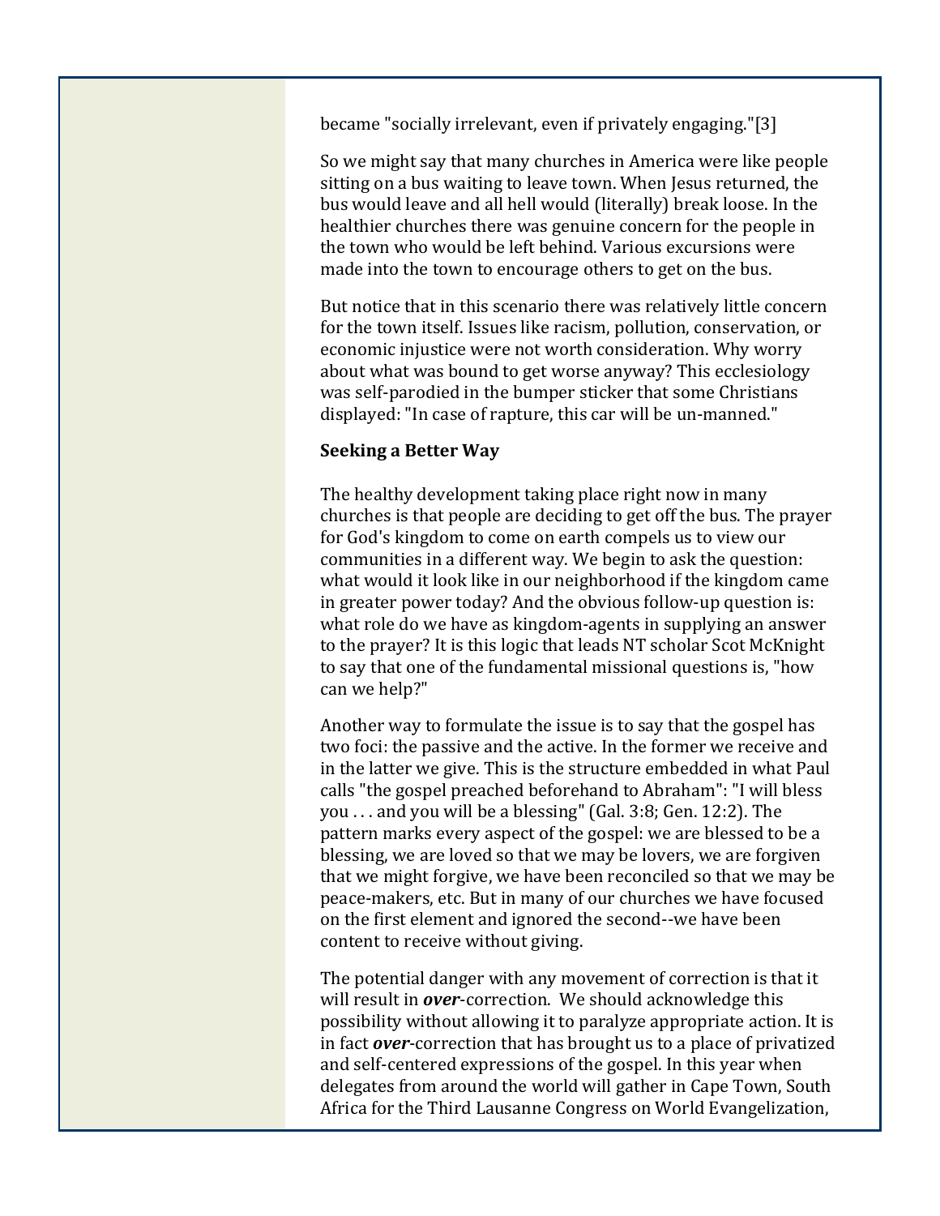became "socially irrelevant, even if privately engaging."[3]

So we might say that many churches in America were like people sitting on a bus waiting to leave town. When Jesus returned, the bus would leave and all hell would (literally) break loose. In the healthier churches there was genuine concern for the people in the town who would be left behind. Various excursions were made into the town to encourage others to get on the bus.

But notice that in this scenario there was relatively little concern for the town itself. Issues like racism, pollution, conservation, or economic injustice were not worth consideration. Why worry about what was bound to get worse anyway? This ecclesiology was self-parodied in the bumper sticker that some Christians displayed: "In case of rapture, this car will be un-manned."

**Seeking a Better Way**

The healthy development taking place right now in many churches is that people are deciding to get off the bus. The prayer for God's kingdom to come on earth compels us to view our communities in a different way. We begin to ask the question: what would it look like in our neighborhood if the kingdom came in greater power today? And the obvious follow-up question is: what role do we have as kingdom-agents in supplying an answer to the prayer? It is this logic that leads NT scholar Scot McKnight to say that one of the fundamental missional questions is, "how can we help?"

Another way to formulate the issue is to say that the gospel has two foci: the passive and the active. In the former we receive and in the latter we give. This is the structure embedded in what Paul calls "the gospel preached beforehand to Abraham": "I will bless you . . . and you will be a blessing" (Gal. 3:8; Gen. 12:2). The pattern marks every aspect of the gospel: we are blessed to be a blessing, we are loved so that we may be lovers, we are forgiven that we might forgive, we have been reconciled so that we may be peace-makers, etc. But in many of our churches we have focused on the first element and ignored the second--we have been content to receive without giving.

The potential danger with any movement of correction is that it will result in ***over***-correction. We should acknowledge this possibility without allowing it to paralyze appropriate action. It is in fact ***over***-correction that has brought us to a place of privatized and self-centered expressions of the gospel. In this year when delegates from around the world will gather in Cape Town, South Africa for the Third Lausanne Congress on World Evangelization,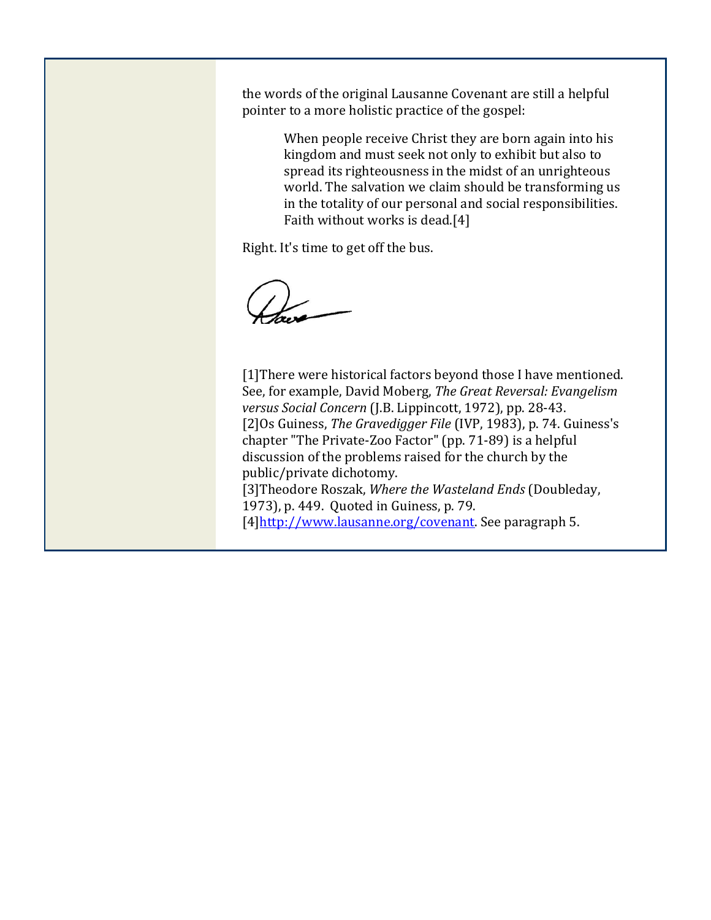the words of the original Lausanne Covenant are still a helpful pointer to a more holistic practice of the gospel:

> When people receive Christ they are born again into his kingdom and must seek not only to exhibit but also to spread its righteousness in the midst of an unrighteous world. The salvation we claim should be transforming us in the totality of our personal and social responsibilities. Faith without works is dead.[4]

Right. It's time to get off the bus.

[1]There were historical factors beyond those I have mentioned. See, for example, David Moberg, *The Great Reversal: Evangelism versus Social Concern* (J.B. Lippincott, 1972), pp. 28-43.
[2]Os Guiness, *The Gravedigger File* (IVP, 1983), p. 74. Guiness's chapter "The Private-Zoo Factor" (pp. 71-89) is a helpful discussion of the problems raised for the church by the public/private dichotomy.
[3]Theodore Roszak, *Where the Wasteland Ends* (Doubleday, 1973), p. 449. Quoted in Guiness, p. 79.
[4][http://www.lausanne.org/covenant](http://www.lausanne.org/covenant). See paragraph 5.